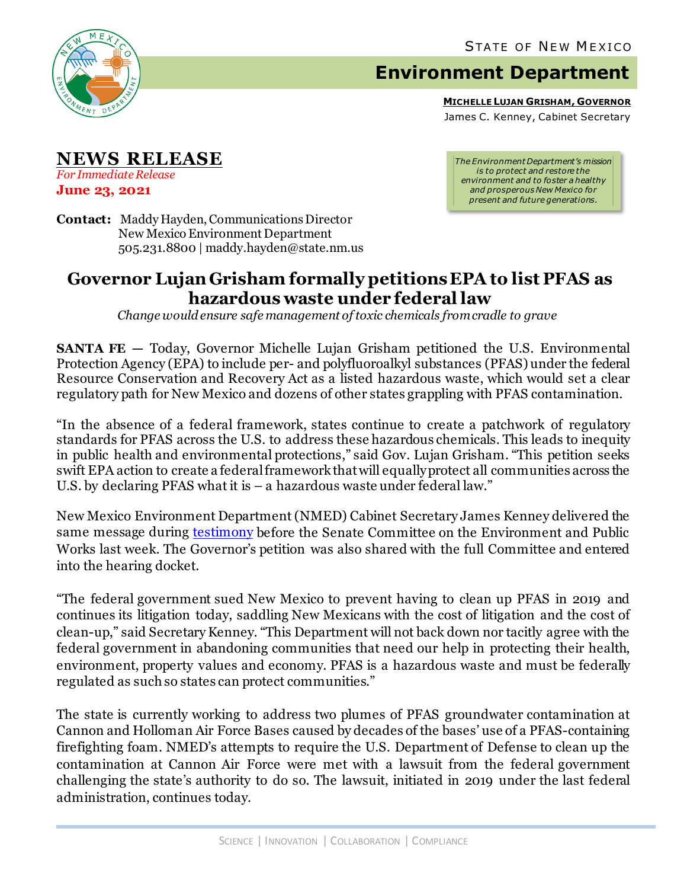STATE OF NEW MEXICO

# Environment Department

**MICHELLE LUJAN GRISHAM, GOVERNOR**
James C. Kenney, Cabinet Secretary

## NEWS RELEASE

*For Immediate Release*
**June 23, 2021**

*The Environment Department's mission is to protect and restore the environment and to foster a healthy and prosperous New Mexico for present and future generations.*

**Contact:** Maddy Hayden, Communications Director
New Mexico Environment Department
505.231.8800 | maddy.hayden@state.nm.us

# Governor Lujan Grisham formally petitions EPA to list PFAS as hazardous waste under federal law

*Change would ensure safe management of toxic chemicals from cradle to grave*

**SANTA FE** — Today, Governor Michelle Lujan Grisham petitioned the U.S. Environmental Protection Agency (EPA) to include per- and polyfluoroalkyl substances (PFAS) under the federal Resource Conservation and Recovery Act as a listed hazardous waste, which would set a clear regulatory path for New Mexico and dozens of other states grappling with PFAS contamination.

"In the absence of a federal framework, states continue to create a patchwork of regulatory standards for PFAS across the U.S. to address these hazardous chemicals. This leads to inequity in public health and environmental protections," said Gov. Lujan Grisham. "This petition seeks swift EPA action to create a federal framework that will equally protect all communities across the U.S. by declaring PFAS what it is – a hazardous waste under federal law."

New Mexico Environment Department (NMED) Cabinet Secretary James Kenney delivered the same message during testimony before the Senate Committee on the Environment and Public Works last week. The Governor's petition was also shared with the full Committee and entered into the hearing docket.

"The federal government sued New Mexico to prevent having to clean up PFAS in 2019 and continues its litigation today, saddling New Mexicans with the cost of litigation and the cost of clean-up," said Secretary Kenney. "This Department will not back down nor tacitly agree with the federal government in abandoning communities that need our help in protecting their health, environment, property values and economy. PFAS is a hazardous waste and must be federally regulated as such so states can protect communities."

The state is currently working to address two plumes of PFAS groundwater contamination at Cannon and Holloman Air Force Bases caused by decades of the bases' use of a PFAS-containing firefighting foam. NMED's attempts to require the U.S. Department of Defense to clean up the contamination at Cannon Air Force were met with a lawsuit from the federal government challenging the state's authority to do so. The lawsuit, initiated in 2019 under the last federal administration, continues today.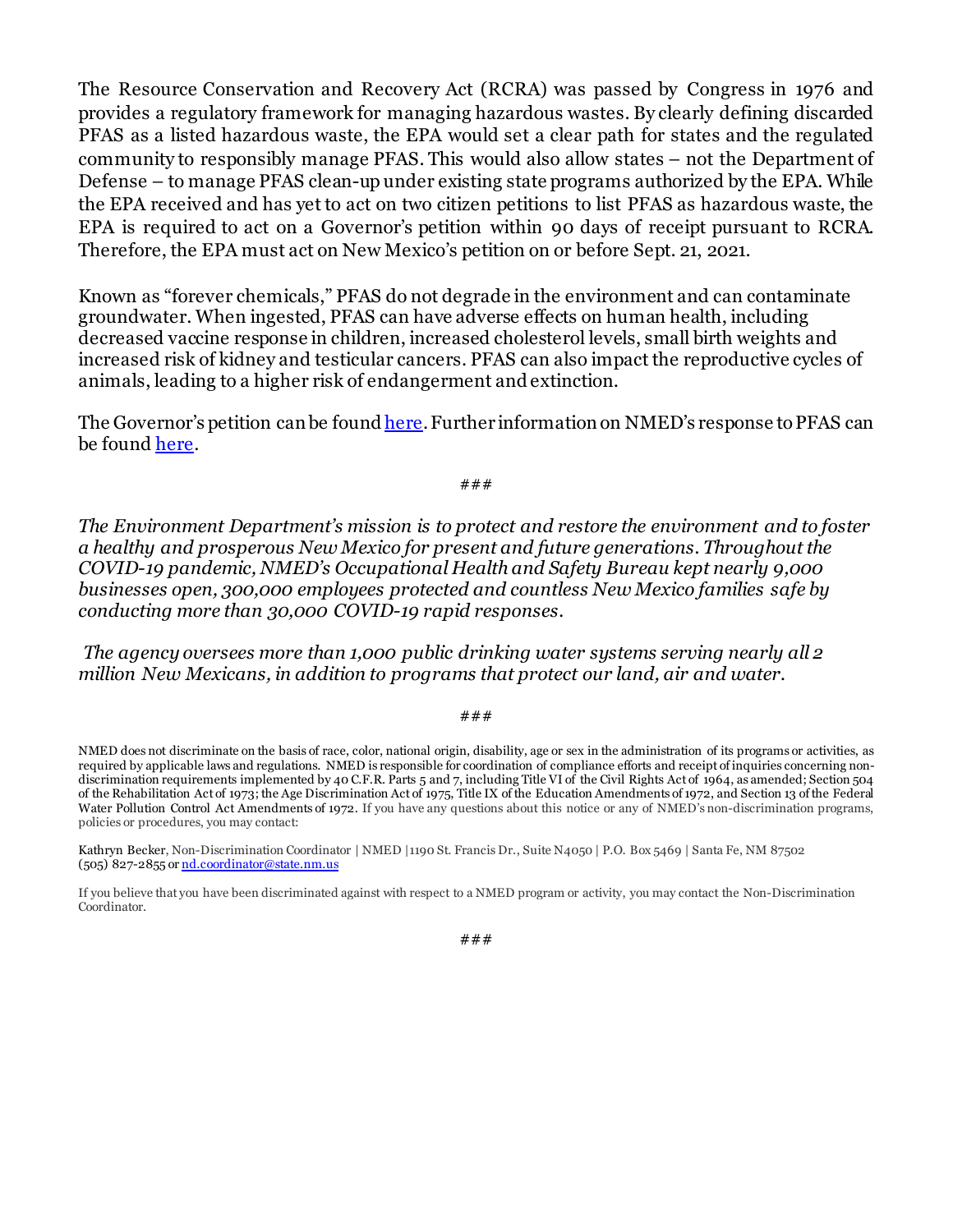The Resource Conservation and Recovery Act (RCRA) was passed by Congress in 1976 and provides a regulatory framework for managing hazardous wastes. By clearly defining discarded PFAS as a listed hazardous waste, the EPA would set a clear path for states and the regulated community to responsibly manage PFAS. This would also allow states – not the Department of Defense – to manage PFAS clean-up under existing state programs authorized by the EPA. While the EPA received and has yet to act on two citizen petitions to list PFAS as hazardous waste, the EPA is required to act on a Governor's petition within 90 days of receipt pursuant to RCRA. Therefore, the EPA must act on New Mexico's petition on or before Sept. 21, 2021.

Known as "forever chemicals," PFAS do not degrade in the environment and can contaminate groundwater. When ingested, PFAS can have adverse effects on human health, including decreased vaccine response in children, increased cholesterol levels, small birth weights and increased risk of kidney and testicular cancers. PFAS can also impact the reproductive cycles of animals, leading to a higher risk of endangerment and extinction.

The Governor's petition can be found [here](). Further information on NMED's response to PFAS can be found [here]().

###

*The Environment Department's mission is to protect and restore the environment and to foster a healthy and prosperous New Mexico for present and future generations. Throughout the COVID-19 pandemic, NMED's Occupational Health and Safety Bureau kept nearly 9,000 businesses open, 300,000 employees protected and countless New Mexico families safe by conducting more than 30,000 COVID-19 rapid responses.*

*The agency oversees more than 1,000 public drinking water systems serving nearly all 2 million New Mexicans, in addition to programs that protect our land, air and water.*

###

NMED does not discriminate on the basis of race, color, national origin, disability, age or sex in the administration of its programs or activities, as required by applicable laws and regulations. NMED is responsible for coordination of compliance efforts and receipt of inquiries concerning non-discrimination requirements implemented by 40 C.F.R. Parts 5 and 7, including Title VI of the Civil Rights Act of 1964, as amended; Section 504 of the Rehabilitation Act of 1973; the Age Discrimination Act of 1975, Title IX of the Education Amendments of 1972, and Section 13 of the Federal Water Pollution Control Act Amendments of 1972. If you have any questions about this notice or any of NMED's non-discrimination programs, policies or procedures, you may contact:

Kathryn Becker, Non-Discrimination Coordinator | NMED |1190 St. Francis Dr., Suite N4050 | P.O. Box 5469 | Santa Fe, NM 87502
(505) 827-2855 or [nd.coordinator@state.nm.us](mailto:nd.coordinator@state.nm.us)

If you believe that you have been discriminated against with respect to a NMED program or activity, you may contact the Non-Discrimination Coordinator.

###